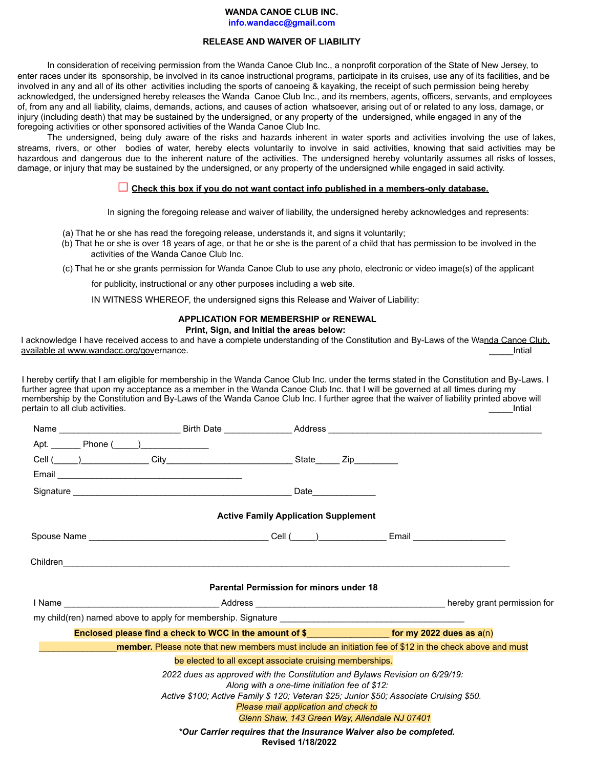**WANDA CANOE CLUB INC.**
**info.wandacc@gmail.com**

**RELEASE AND WAIVER OF LIABILITY**

In consideration of receiving permission from the Wanda Canoe Club Inc., a nonprofit corporation of the State of New Jersey, to enter races under its sponsorship, be involved in its canoe instructional programs, participate in its cruises, use any of its facilities, and be involved in any and all of its other activities including the sports of canoeing & kayaking, the receipt of such permission being hereby acknowledged, the undersigned hereby releases the Wanda Canoe Club Inc., and its members, agents, officers, servants, and employees of, from any and all liability, claims, demands, actions, and causes of action whatsoever, arising out of or related to any loss, damage, or injury (including death) that may be sustained by the undersigned, or any property of the undersigned, while engaged in any of the foregoing activities or other sponsored activities of the Wanda Canoe Club Inc.

The undersigned, being duly aware of the risks and hazards inherent in water sports and activities involving the use of lakes, streams, rivers, or other bodies of water, hereby elects voluntarily to involve in said activities, knowing that said activities may be hazardous and dangerous due to the inherent nature of the activities. The undersigned hereby voluntarily assumes all risks of losses, damage, or injury that may be sustained by the undersigned, or any property of the undersigned while engaged in said activity.

☐ **Check this box if you do not want contact info published in a members-only database.**

In signing the foregoing release and waiver of liability, the undersigned hereby acknowledges and represents:

(a) That he or she has read the foregoing release, understands it, and signs it voluntarily;
(b) That he or she is over 18 years of age, or that he or she is the parent of a child that has permission to be involved in the activities of the Wanda Canoe Club Inc.
(c) That he or she grants permission for Wanda Canoe Club to use any photo, electronic or video image(s) of the applicant for publicity, instructional or any other purposes including a web site.

IN WITNESS WHEREOF, the undersigned signs this Release and Waiver of Liability:

**APPLICATION FOR MEMBERSHIP or RENEWAL**
**Print, Sign, and Initial the areas below:**

I acknowledge I have received access to and have a complete understanding of the Constitution and By-Laws of the Wanda Canoe Club, available at www.wandacc.org/governance. _____Intial

I hereby certify that I am eligible for membership in the Wanda Canoe Club Inc. under the terms stated in the Constitution and By-Laws. I further agree that upon my acceptance as a member in the Wanda Canoe Club Inc. that I will be governed at all times during my membership by the Constitution and By-Laws of the Wanda Canoe Club Inc. I further agree that the waiver of liability printed above will pertain to all club activities. _____Intial

Name _________________________ Birth Date ______________ Address ____________________________________________

Apt. ______ Phone (_____)______________

Cell (_____)______________ City___________________________ State_____ Zip_________

Email _______________________________________

Signature _____________________________________________ Date_____________

**Active Family Application Supplement**

Spouse Name _____________________________________ Cell (_____)______________ Email ___________________

Children_____________________________________________________________________________________

**Parental Permission for minors under 18**

I Name ________________________________ Address _______________________________________ hereby grant permission for my child(ren) named above to apply for membership. Signature ________________________________________

**Enclosed please find a check to WCC in the amount of $_________________ for my 2022 dues as a**(n) ________________**member.** Please note that new members must include an initiation fee of $12 in the check above and must be elected to all except associate cruising memberships.

*2022 dues as approved with the Constitution and Bylaws Revision on 6/29/19:*
*Along with a one-time initiation fee of $12:*
*Active $100; Active Family $ 120; Veteran $25; Junior $50; Associate Cruising $50.*
*Please mail application and check to*
*Glenn Shaw, 143 Green Way, Allendale NJ 07401*

***Our Carrier requires that the Insurance Waiver also be completed.**
**Revised 1/18/2022**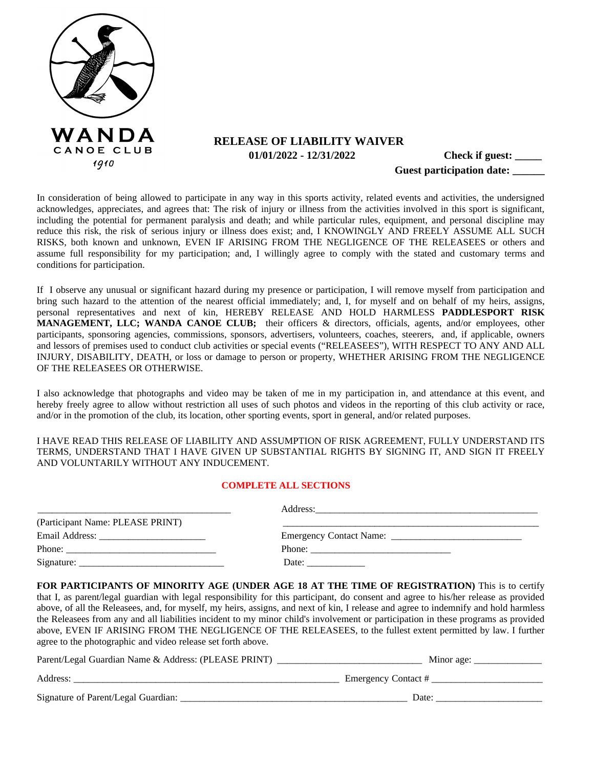WANDA
CANOE CLUB
1910

# RELEASE OF LIABILITY WAIVER

**01/01/2022 - 12/31/2022**

**Check if guest: _____**

**Guest participation date: ______**

In consideration of being allowed to participate in any way in this sports activity, related events and activities, the undersigned acknowledges, appreciates, and agrees that: The risk of injury or illness from the activities involved in this sport is significant, including the potential for permanent paralysis and death; and while particular rules, equipment, and personal discipline may reduce this risk, the risk of serious injury or illness does exist; and, I KNOWINGLY AND FREELY ASSUME ALL SUCH RISKS, both known and unknown, EVEN IF ARISING FROM THE NEGLIGENCE OF THE RELEASEES or others and assume full responsibility for my participation; and, I willingly agree to comply with the stated and customary terms and conditions for participation.

If I observe any unusual or significant hazard during my presence or participation, I will remove myself from participation and bring such hazard to the attention of the nearest official immediately; and, I, for myself and on behalf of my heirs, assigns, personal representatives and next of kin, HEREBY RELEASE AND HOLD HARMLESS **PADDLESPORT RISK MANAGEMENT, LLC; WANDA CANOE CLUB;** their officers & directors, officials, agents, and/or employees, other participants, sponsoring agencies, commissions, sponsors, advertisers, volunteers, coaches, steerers, and, if applicable, owners and lessors of premises used to conduct club activities or special events ("RELEASEES"), WITH RESPECT TO ANY AND ALL INJURY, DISABILITY, DEATH, or loss or damage to person or property, WHETHER ARISING FROM THE NEGLIGENCE OF THE RELEASEES OR OTHERWISE.

I also acknowledge that photographs and video may be taken of me in my participation in, and attendance at this event, and hereby freely agree to allow without restriction all uses of such photos and videos in the reporting of this club activity or race, and/or in the promotion of the club, its location, other sporting events, sport in general, and/or related purposes.

I HAVE READ THIS RELEASE OF LIABILITY AND ASSUMPTION OF RISK AGREEMENT, FULLY UNDERSTAND ITS TERMS, UNDERSTAND THAT I HAVE GIVEN UP SUBSTANTIAL RIGHTS BY SIGNING IT, AND SIGN IT FREELY AND VOLUNTARILY WITHOUT ANY INDUCEMENT.

**COMPLETE ALL SECTIONS**

_______________________________________
(Participant Name: PLEASE PRINT)

Email Address: ______________________

Phone: ______________________________

Signature: ____________________________

Address:_______________________________________________

_______________________________________________________

Emergency Contact Name: __________________________

Phone: ____________________________

Date: ____________

**FOR PARTICIPANTS OF MINORITY AGE (UNDER AGE 18 AT THE TIME OF REGISTRATION)** This is to certify that I, as parent/legal guardian with legal responsibility for this participant, do consent and agree to his/her release as provided above, of all the Releasees, and, for myself, my heirs, assigns, and next of kin, I release and agree to indemnify and hold harmless the Releasees from any and all liabilities incident to my minor child's involvement or participation in these programs as provided above, EVEN IF ARISING FROM THE NEGLIGENCE OF THE RELEASEES, to the fullest extent permitted by law. I further agree to the photographic and video release set forth above.

Parent/Legal Guardian Name & Address: (PLEASE PRINT) _____________________________ Minor age: ______________

Address: _______________________________________________________ Emergency Contact # ______________________

Signature of Parent/Legal Guardian: _______________________________________________ Date: _____________________